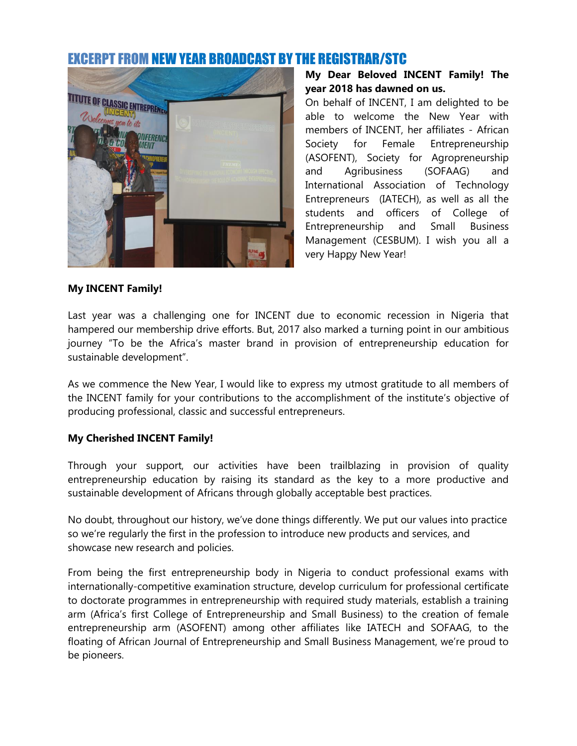# EXCERPT FROM NEW YEAR BROADCAST BY THE REGISTRAR/STC

**My Dear Beloved INCENT Family! The year 2018 has dawned on us.**

On behalf of INCENT, I am delighted to be able to welcome the New Year with members of INCENT, her affiliates - African Society for Female Entrepreneurship (ASOFENT), Society for Agropreneurship and Agribusiness (SOFAAG) and International Association of Technology Entrepreneurs (IATECH), as well as all the students and officers of College of Entrepreneurship and Small Business Management (CESBUM). I wish you all a very Happy New Year!

**My INCENT Family!**

Last year was a challenging one for INCENT due to economic recession in Nigeria that hampered our membership drive efforts. But, 2017 also marked a turning point in our ambitious journey "To be the Africa's master brand in provision of entrepreneurship education for sustainable development".

As we commence the New Year, I would like to express my utmost gratitude to all members of the INCENT family for your contributions to the accomplishment of the institute's objective of producing professional, classic and successful entrepreneurs.

**My Cherished INCENT Family!**

Through your support, our activities have been trailblazing in provision of quality entrepreneurship education by raising its standard as the key to a more productive and sustainable development of Africans through globally acceptable best practices.

No doubt, throughout our history, we've done things differently. We put our values into practice so we're regularly the first in the profession to introduce new products and services, and showcase new research and policies.

From being the first entrepreneurship body in Nigeria to conduct professional exams with internationally-competitive examination structure, develop curriculum for professional certificate to doctorate programmes in entrepreneurship with required study materials, establish a training arm (Africa's first College of Entrepreneurship and Small Business) to the creation of female entrepreneurship arm (ASOFENT) among other affiliates like IATECH and SOFAAG, to the floating of African Journal of Entrepreneurship and Small Business Management, we're proud to be pioneers.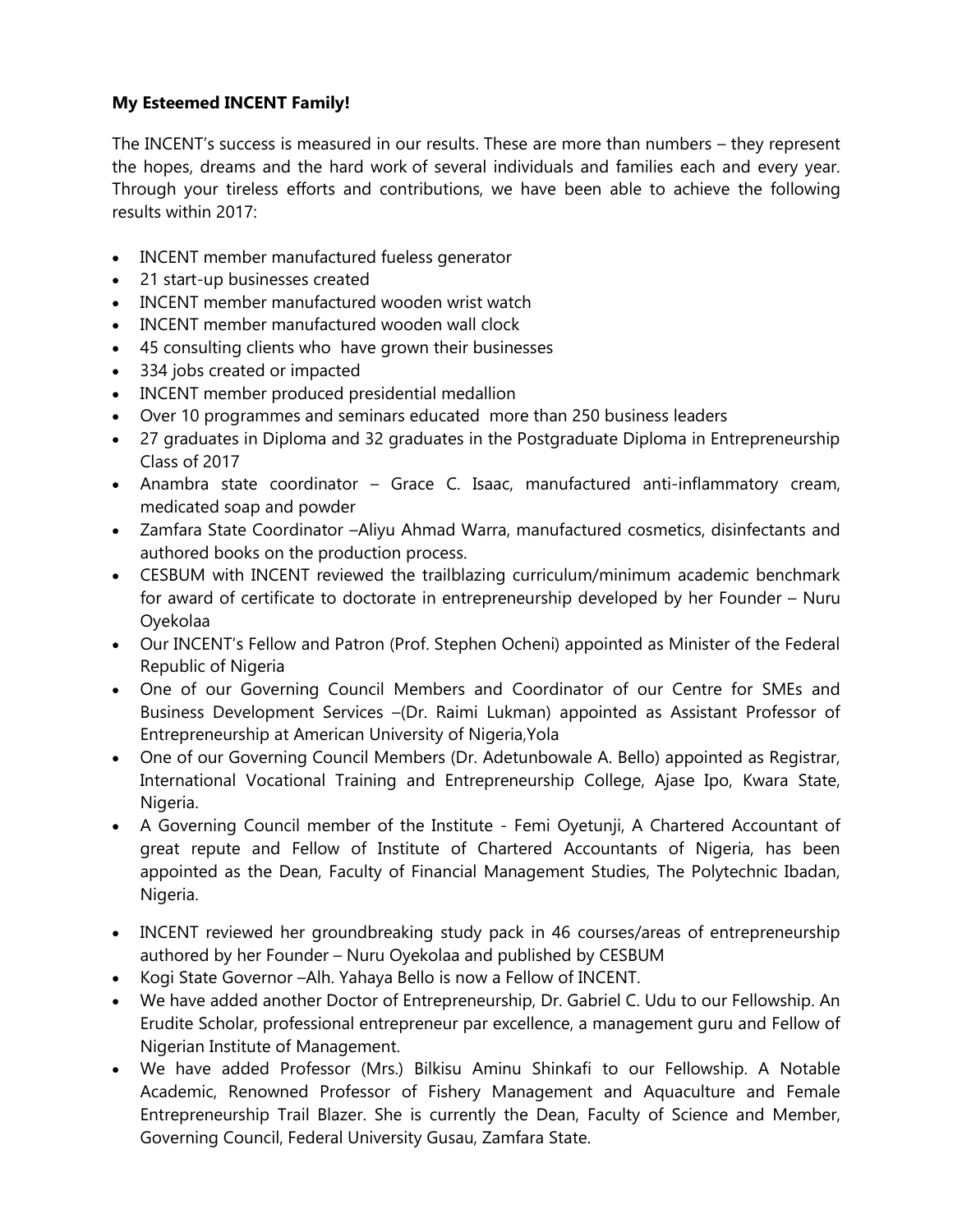**My Esteemed INCENT Family!**

The INCENT's success is measured in our results. These are more than numbers – they represent the hopes, dreams and the hard work of several individuals and families each and every year. Through your tireless efforts and contributions, we have been able to achieve the following results within 2017:

- INCENT member manufactured fueless generator
- 21 start-up businesses created
- INCENT member manufactured wooden wrist watch
- INCENT member manufactured wooden wall clock
- 45 consulting clients who have grown their businesses
- 334 jobs created or impacted
- INCENT member produced presidential medallion
- Over 10 programmes and seminars educated more than 250 business leaders
- 27 graduates in Diploma and 32 graduates in the Postgraduate Diploma in Entrepreneurship Class of 2017
- Anambra state coordinator – Grace C. Isaac, manufactured anti-inflammatory cream, medicated soap and powder
- Zamfara State Coordinator –Aliyu Ahmad Warra, manufactured cosmetics, disinfectants and authored books on the production process.
- CESBUM with INCENT reviewed the trailblazing curriculum/minimum academic benchmark for award of certificate to doctorate in entrepreneurship developed by her Founder – Nuru Oyekolaa
- Our INCENT's Fellow and Patron (Prof. Stephen Ocheni) appointed as Minister of the Federal Republic of Nigeria
- One of our Governing Council Members and Coordinator of our Centre for SMEs and Business Development Services –(Dr. Raimi Lukman) appointed as Assistant Professor of Entrepreneurship at American University of Nigeria,Yola
- One of our Governing Council Members (Dr. Adetunbowale A. Bello) appointed as Registrar, International Vocational Training and Entrepreneurship College, Ajase Ipo, Kwara State, Nigeria.
- A Governing Council member of the Institute - Femi Oyetunji, A Chartered Accountant of great repute and Fellow of Institute of Chartered Accountants of Nigeria, has been appointed as the Dean, Faculty of Financial Management Studies, The Polytechnic Ibadan, Nigeria.
- INCENT reviewed her groundbreaking study pack in 46 courses/areas of entrepreneurship authored by her Founder – Nuru Oyekolaa and published by CESBUM
- Kogi State Governor –Alh. Yahaya Bello is now a Fellow of INCENT.
- We have added another Doctor of Entrepreneurship, Dr. Gabriel C. Udu to our Fellowship. An Erudite Scholar, professional entrepreneur par excellence, a management guru and Fellow of Nigerian Institute of Management.
- We have added Professor (Mrs.) Bilkisu Aminu Shinkafi to our Fellowship. A Notable Academic, Renowned Professor of Fishery Management and Aquaculture and Female Entrepreneurship Trail Blazer. She is currently the Dean, Faculty of Science and Member, Governing Council, Federal University Gusau, Zamfara State.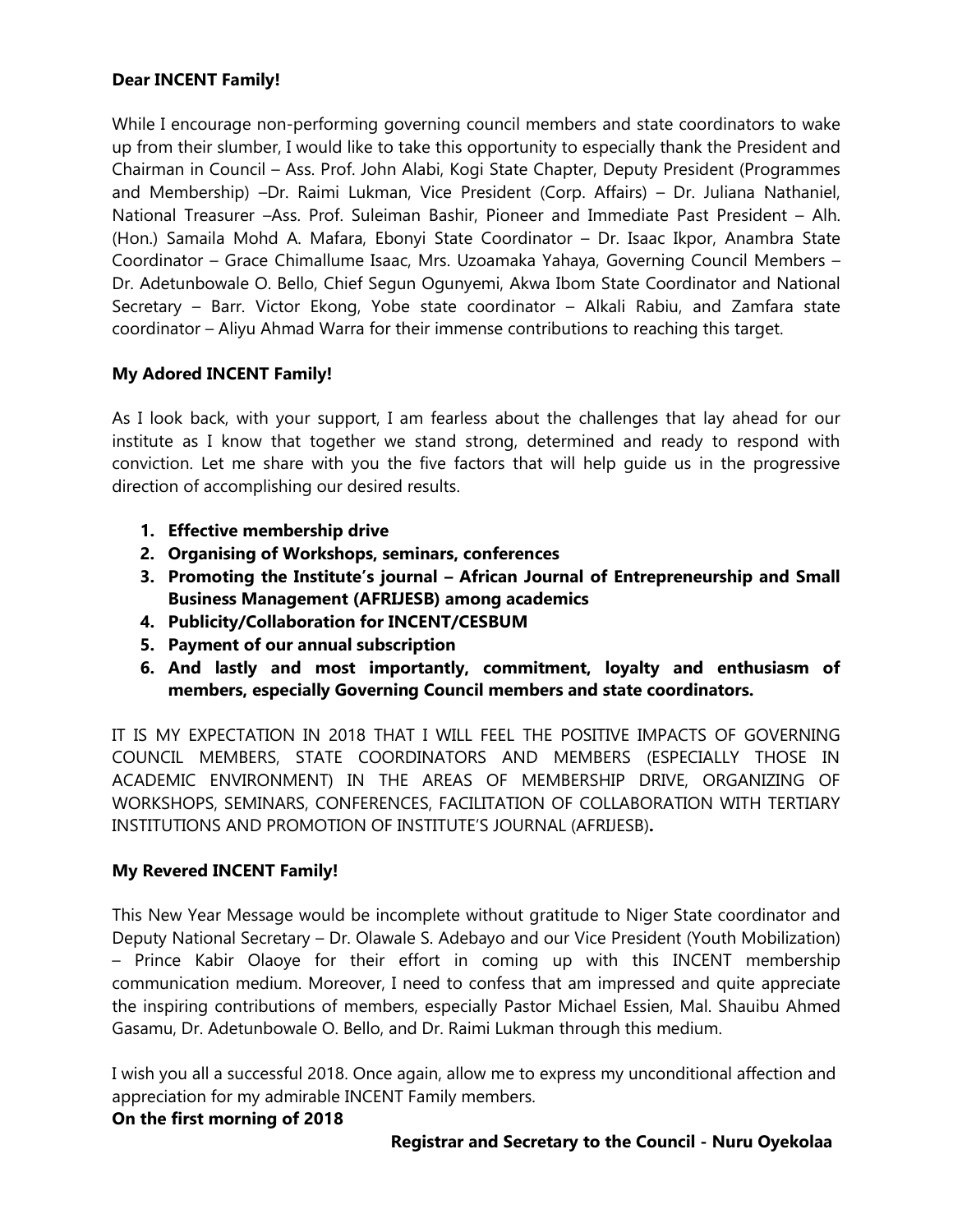**Dear INCENT Family!**

While I encourage non-performing governing council members and state coordinators to wake up from their slumber, I would like to take this opportunity to especially thank the President and Chairman in Council – Ass. Prof. John Alabi, Kogi State Chapter, Deputy President (Programmes and Membership) –Dr. Raimi Lukman, Vice President (Corp. Affairs) – Dr. Juliana Nathaniel, National Treasurer –Ass. Prof. Suleiman Bashir, Pioneer and Immediate Past President – Alh. (Hon.) Samaila Mohd A. Mafara, Ebonyi State Coordinator – Dr. Isaac Ikpor, Anambra State Coordinator – Grace Chimallume Isaac, Mrs. Uzoamaka Yahaya, Governing Council Members – Dr. Adetunbowale O. Bello, Chief Segun Ogunyemi, Akwa Ibom State Coordinator and National Secretary – Barr. Victor Ekong, Yobe state coordinator – Alkali Rabiu, and Zamfara state coordinator – Aliyu Ahmad Warra for their immense contributions to reaching this target.

**My Adored INCENT Family!**

As I look back, with your support, I am fearless about the challenges that lay ahead for our institute as I know that together we stand strong, determined and ready to respond with conviction. Let me share with you the five factors that will help guide us in the progressive direction of accomplishing our desired results.

1. **Effective membership drive**
2. **Organising of Workshops, seminars, conferences**
3. **Promoting the Institute's journal – African Journal of Entrepreneurship and Small Business Management (AFRIJESB) among academics**
4. **Publicity/Collaboration for INCENT/CESBUM**
5. **Payment of our annual subscription**
6. **And lastly and most importantly, commitment, loyalty and enthusiasm of members, especially Governing Council members and state coordinators.**

IT IS MY EXPECTATION IN 2018 THAT I WILL FEEL THE POSITIVE IMPACTS OF GOVERNING COUNCIL MEMBERS, STATE COORDINATORS AND MEMBERS (ESPECIALLY THOSE IN ACADEMIC ENVIRONMENT) IN THE AREAS OF MEMBERSHIP DRIVE, ORGANIZING OF WORKSHOPS, SEMINARS, CONFERENCES, FACILITATION OF COLLABORATION WITH TERTIARY INSTITUTIONS AND PROMOTION OF INSTITUTE'S JOURNAL (AFRIJESB)**.**

**My Revered INCENT Family!**

This New Year Message would be incomplete without gratitude to Niger State coordinator and Deputy National Secretary – Dr. Olawale S. Adebayo and our Vice President (Youth Mobilization) – Prince Kabir Olaoye for their effort in coming up with this INCENT membership communication medium. Moreover, I need to confess that am impressed and quite appreciate the inspiring contributions of members, especially Pastor Michael Essien, Mal. Shauibu Ahmed Gasamu, Dr. Adetunbowale O. Bello, and Dr. Raimi Lukman through this medium.

I wish you all a successful 2018. Once again, allow me to express my unconditional affection and appreciation for my admirable INCENT Family members.

**On the first morning of 2018**

**Registrar and Secretary to the Council - Nuru Oyekolaa**